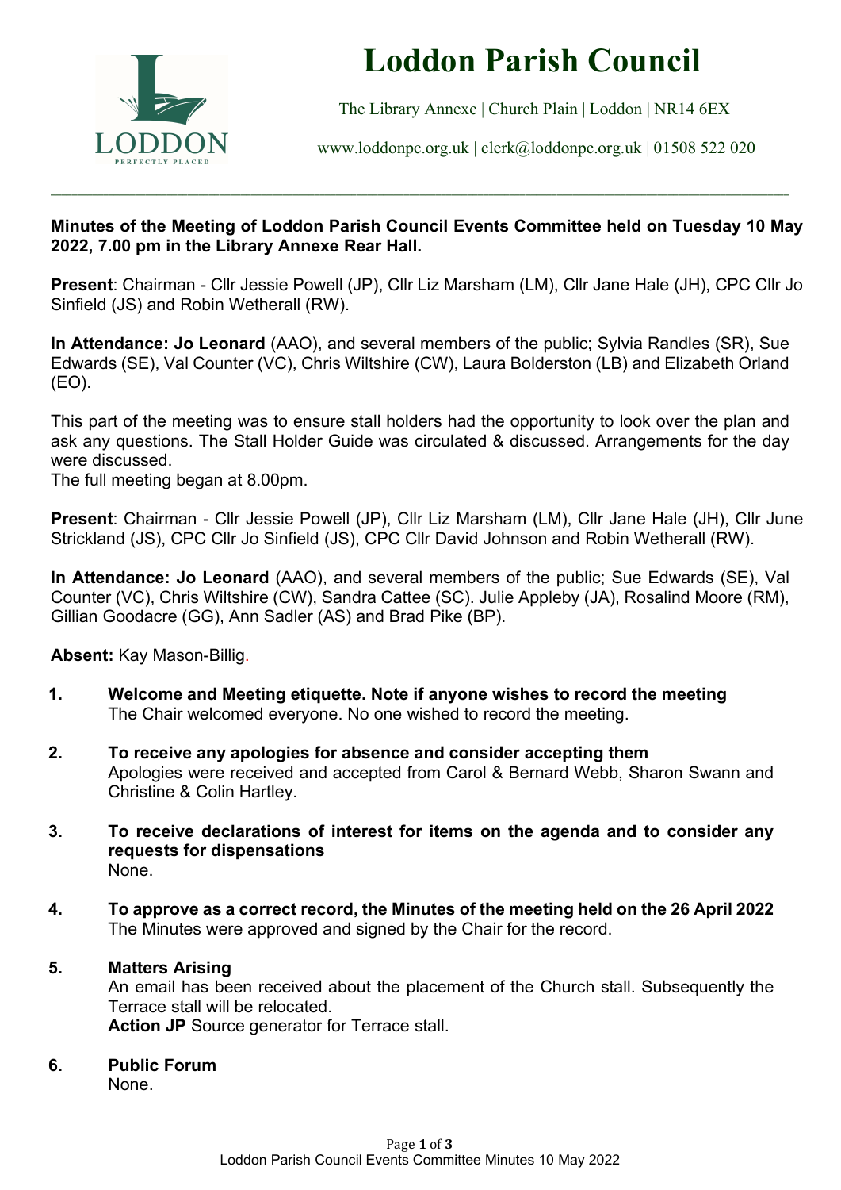# Loddon Parish Council

The Library Annexe | Church Plain | Loddon | NR14 6EX

www.loddonpc.org.uk | clerk@loddonpc.org.uk | 01508 522 020

---

**Minutes of the Meeting of Loddon Parish Council Events Committee held on Tuesday 10 May 2022, 7.00 pm in the Library Annexe Rear Hall.**

**Present**: Chairman - Cllr Jessie Powell (JP), Cllr Liz Marsham (LM), Cllr Jane Hale (JH), CPC Cllr Jo Sinfield (JS) and Robin Wetherall (RW).

**In Attendance: Jo Leonard** (AAO), and several members of the public; Sylvia Randles (SR), Sue Edwards (SE), Val Counter (VC), Chris Wiltshire (CW), Laura Bolderston (LB) and Elizabeth Orland (EO).

This part of the meeting was to ensure stall holders had the opportunity to look over the plan and ask any questions. The Stall Holder Guide was circulated & discussed. Arrangements for the day were discussed.
The full meeting began at 8.00pm.

**Present**: Chairman - Cllr Jessie Powell (JP), Cllr Liz Marsham (LM), Cllr Jane Hale (JH), Cllr June Strickland (JS), CPC Cllr Jo Sinfield (JS), CPC Cllr David Johnson and Robin Wetherall (RW).

**In Attendance: Jo Leonard** (AAO), and several members of the public; Sue Edwards (SE), Val Counter (VC), Chris Wiltshire (CW), Sandra Cattee (SC). Julie Appleby (JA), Rosalind Moore (RM), Gillian Goodacre (GG), Ann Sadler (AS) and Brad Pike (BP).

**Absent:** Kay Mason-Billig.

1. **Welcome and Meeting etiquette. Note if anyone wishes to record the meeting**
   The Chair welcomed everyone. No one wished to record the meeting.

2. **To receive any apologies for absence and consider accepting them**
   Apologies were received and accepted from Carol & Bernard Webb, Sharon Swann and Christine & Colin Hartley.

3. **To receive declarations of interest for items on the agenda and to consider any requests for dispensations**
   None.

4. **To approve as a correct record, the Minutes of the meeting held on the 26 April 2022**
   The Minutes were approved and signed by the Chair for the record.

5. **Matters Arising**
   An email has been received about the placement of the Church stall. Subsequently the Terrace stall will be relocated.
   **Action JP** Source generator for Terrace stall.

6. **Public Forum**
   None.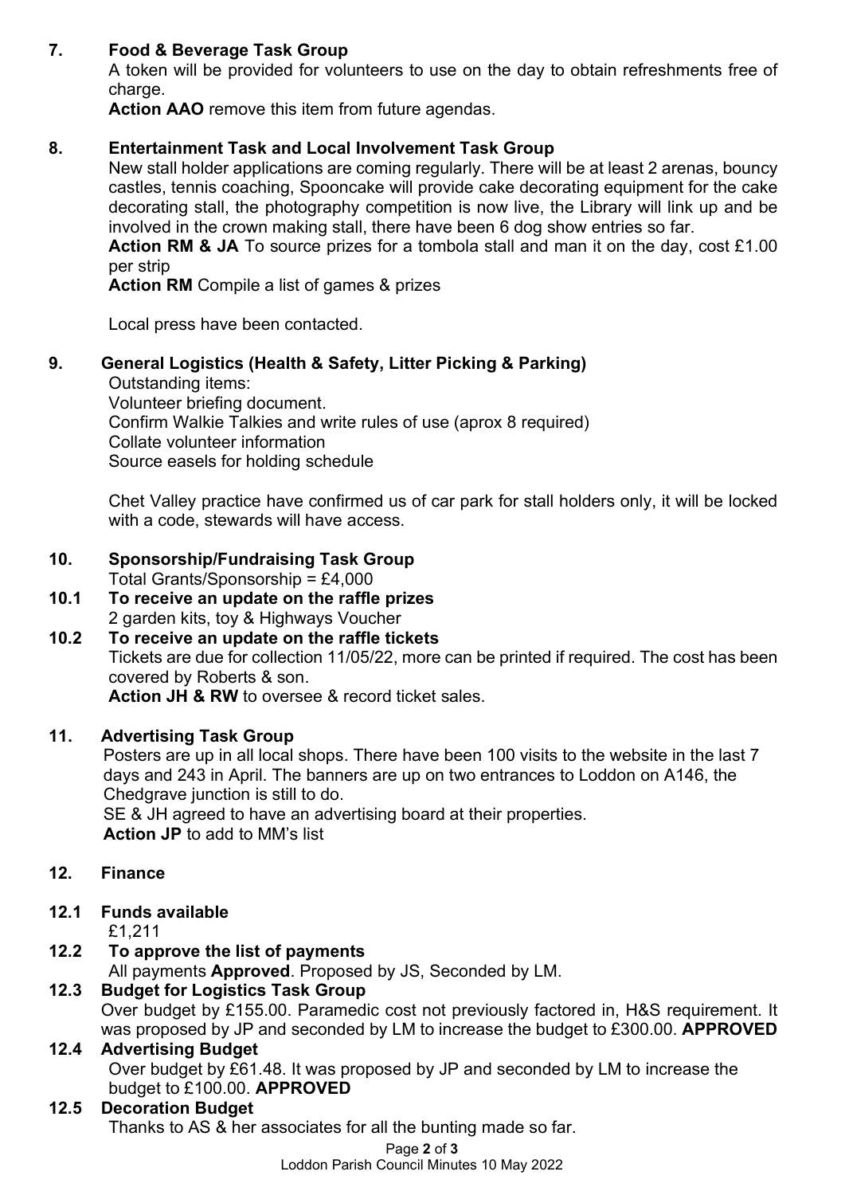## 7. Food & Beverage Task Group

A token will be provided for volunteers to use on the day to obtain refreshments free of charge.

**Action AAO** remove this item from future agendas.

## 8. Entertainment Task and Local Involvement Task Group

New stall holder applications are coming regularly. There will be at least 2 arenas, bouncy castles, tennis coaching, Spooncake will provide cake decorating equipment for the cake decorating stall, the photography competition is now live, the Library will link up and be involved in the crown making stall, there have been 6 dog show entries so far.

**Action RM & JA** To source prizes for a tombola stall and man it on the day, cost £1.00 per strip

**Action RM** Compile a list of games & prizes

Local press have been contacted.

## 9. General Logistics (Health & Safety, Litter Picking & Parking)

Outstanding items:
Volunteer briefing document.
Confirm Walkie Talkies and write rules of use (aprox 8 required)
Collate volunteer information
Source easels for holding schedule

Chet Valley practice have confirmed us of car park for stall holders only, it will be locked with a code, stewards will have access.

## 10. Sponsorship/Fundraising Task Group

Total Grants/Sponsorship = £4,000

### 10.1 To receive an update on the raffle prizes

2 garden kits, toy & Highways Voucher

### 10.2 To receive an update on the raffle tickets

Tickets are due for collection 11/05/22, more can be printed if required. The cost has been covered by Roberts & son.

**Action JH & RW** to oversee & record ticket sales.

## 11. Advertising Task Group

Posters are up in all local shops. There have been 100 visits to the website in the last 7 days and 243 in April. The banners are up on two entrances to Loddon on A146, the Chedgrave junction is still to do.

SE & JH agreed to have an advertising board at their properties.

**Action JP** to add to MM's list

## 12. Finance

### 12.1 Funds available

£1,211

### 12.2 To approve the list of payments

All payments **Approved**. Proposed by JS, Seconded by LM.

### 12.3 Budget for Logistics Task Group

Over budget by £155.00. Paramedic cost not previously factored in, H&S requirement. It was proposed by JP and seconded by LM to increase the budget to £300.00. **APPROVED**

### 12.4 Advertising Budget

Over budget by £61.48. It was proposed by JP and seconded by LM to increase the budget to £100.00. **APPROVED**

### 12.5 Decoration Budget

Thanks to AS & her associates for all the bunting made so far.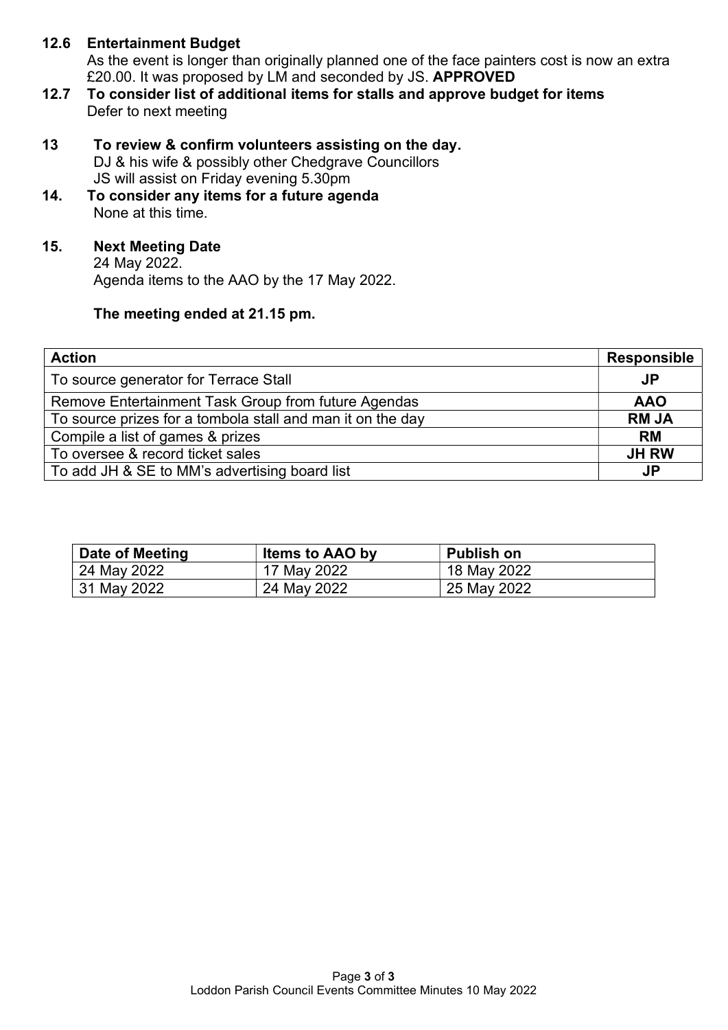**12.6 Entertainment Budget**

As the event is longer than originally planned one of the face painters cost is now an extra £20.00. It was proposed by LM and seconded by JS. **APPROVED**

**12.7 To consider list of additional items for stalls and approve budget for items**

Defer to next meeting

**13 To review & confirm volunteers assisting on the day.**

DJ & his wife & possibly other Chedgrave Councillors
JS will assist on Friday evening 5.30pm

**14. To consider any items for a future agenda**

None at this time.

**15. Next Meeting Date**

24 May 2022.
Agenda items to the AAO by the 17 May 2022.

**The meeting ended at 21.15 pm.**

| Action | Responsible |
|---|---|
| To source generator for Terrace Stall | **JP** |
| Remove Entertainment Task Group from future Agendas | **AAO** |
| To source prizes for a tombola stall and man it on the day | **RM JA** |
| Compile a list of games & prizes | **RM** |
| To oversee & record ticket sales | **JH RW** |
| To add JH & SE to MM's advertising board list | **JP** |

| Date of Meeting | Items to AAO by | Publish on |
|---|---|---|
| 24 May 2022 | 17 May 2022 | 18 May 2022 |
| 31 May 2022 | 24 May 2022 | 25 May 2022 |

Loddon Parish Council Events Committee Minutes 10 May 2022